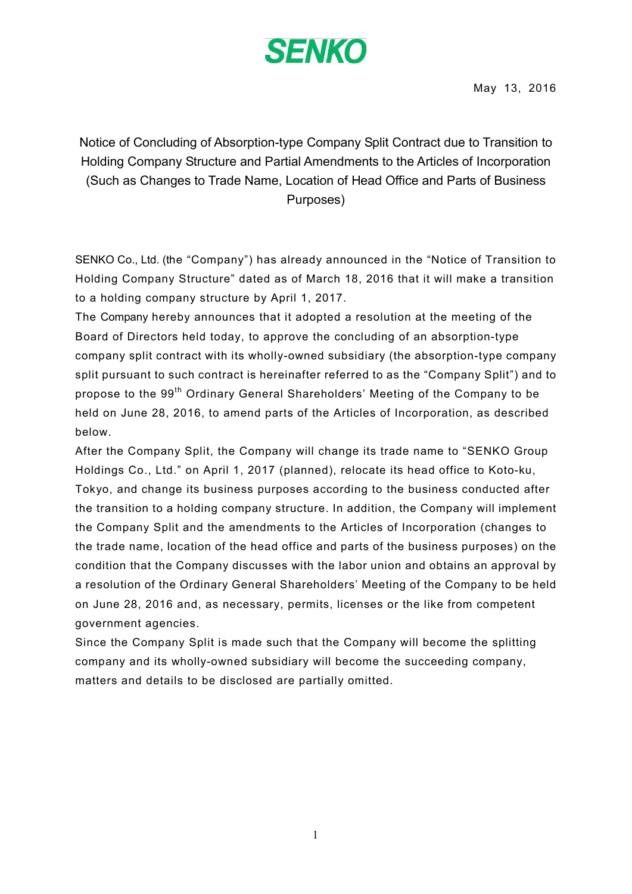SENKO

May 13, 2016

# Notice of Concluding of Absorption-type Company Split Contract due to Transition to Holding Company Structure and Partial Amendments to the Articles of Incorporation (Such as Changes to Trade Name, Location of Head Office and Parts of Business Purposes)

SENKO Co., Ltd. (the "Company") has already announced in the "Notice of Transition to Holding Company Structure" dated as of March 18, 2016 that it will make a transition to a holding company structure by April 1, 2017.

The Company hereby announces that it adopted a resolution at the meeting of the Board of Directors held today, to approve the concluding of an absorption-type company split contract with its wholly-owned subsidiary (the absorption-type company split pursuant to such contract is hereinafter referred to as the "Company Split") and to propose to the 99th Ordinary General Shareholders' Meeting of the Company to be held on June 28, 2016, to amend parts of the Articles of Incorporation, as described below.

After the Company Split, the Company will change its trade name to "SENKO Group Holdings Co., Ltd." on April 1, 2017 (planned), relocate its head office to Koto-ku, Tokyo, and change its business purposes according to the business conducted after the transition to a holding company structure. In addition, the Company will implement the Company Split and the amendments to the Articles of Incorporation (changes to the trade name, location of the head office and parts of the business purposes) on the condition that the Company discusses with the labor union and obtains an approval by a resolution of the Ordinary General Shareholders' Meeting of the Company to be held on June 28, 2016 and, as necessary, permits, licenses or the like from competent government agencies.

Since the Company Split is made such that the Company will become the splitting company and its wholly-owned subsidiary will become the succeeding company, matters and details to be disclosed are partially omitted.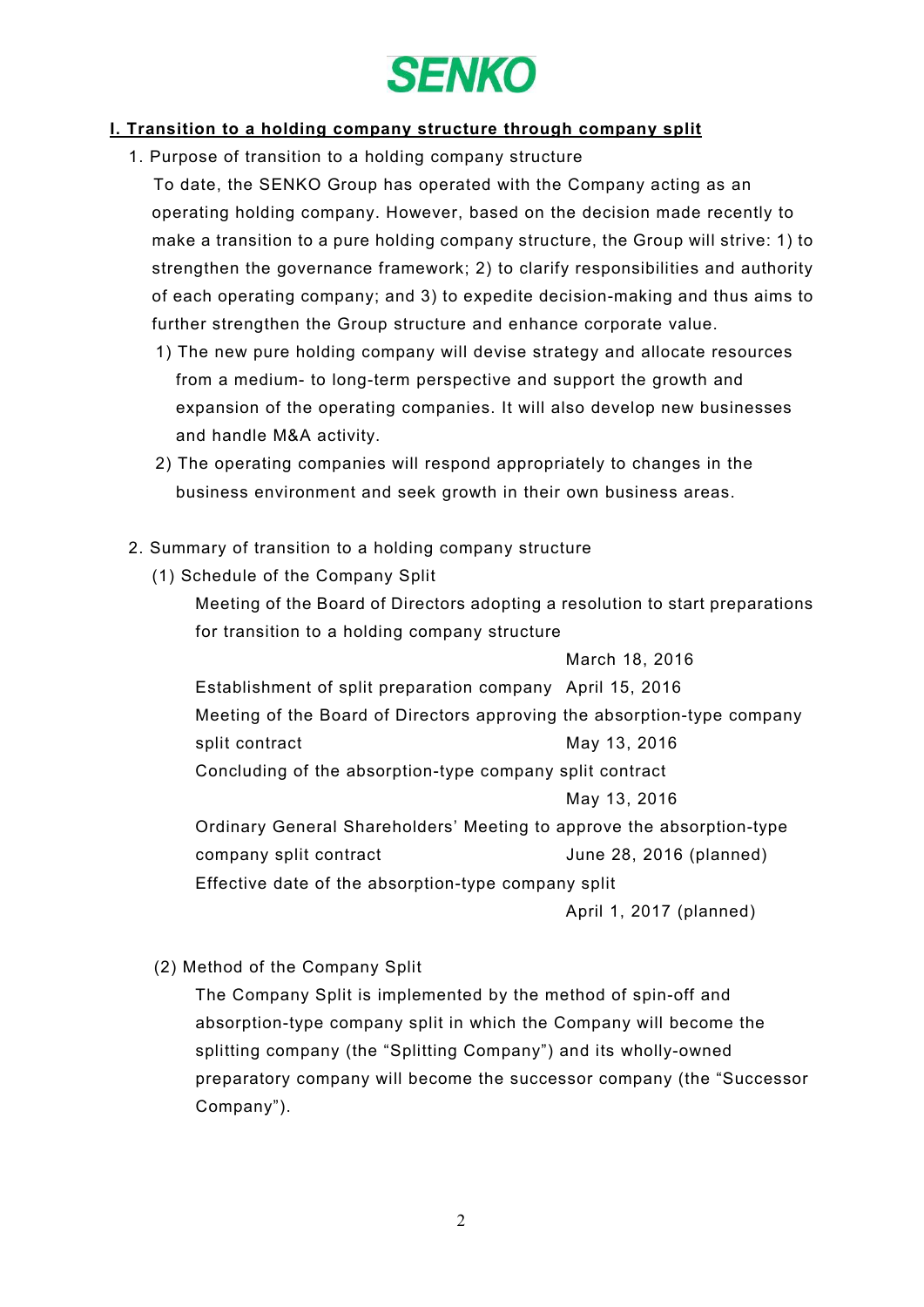SENKO

## I. Transition to a holding company structure through company split

1. Purpose of transition to a holding company structure

   To date, the SENKO Group has operated with the Company acting as an operating holding company. However, based on the decision made recently to make a transition to a pure holding company structure, the Group will strive: 1) to strengthen the governance framework; 2) to clarify responsibilities and authority of each operating company; and 3) to expedite decision-making and thus aims to further strengthen the Group structure and enhance corporate value.

   1) The new pure holding company will devise strategy and allocate resources from a medium- to long-term perspective and support the growth and expansion of the operating companies. It will also develop new businesses and handle M&A activity.
   2) The operating companies will respond appropriately to changes in the business environment and seek growth in their own business areas.

2. Summary of transition to a holding company structure

   (1) Schedule of the Company Split

   | | |
   |---|---|
   | Meeting of the Board of Directors adopting a resolution to start preparations for transition to a holding company structure | March 18, 2016 |
   | Establishment of split preparation company | April 15, 2016 |
   | Meeting of the Board of Directors approving the absorption-type company split contract | May 13, 2016 |
   | Concluding of the absorption-type company split contract | May 13, 2016 |
   | Ordinary General Shareholders' Meeting to approve the absorption-type company split contract | June 28, 2016 (planned) |
   | Effective date of the absorption-type company split | April 1, 2017 (planned) |

   (2) Method of the Company Split

   The Company Split is implemented by the method of spin-off and absorption-type company split in which the Company will become the splitting company (the "Splitting Company") and its wholly-owned preparatory company will become the successor company (the "Successor Company").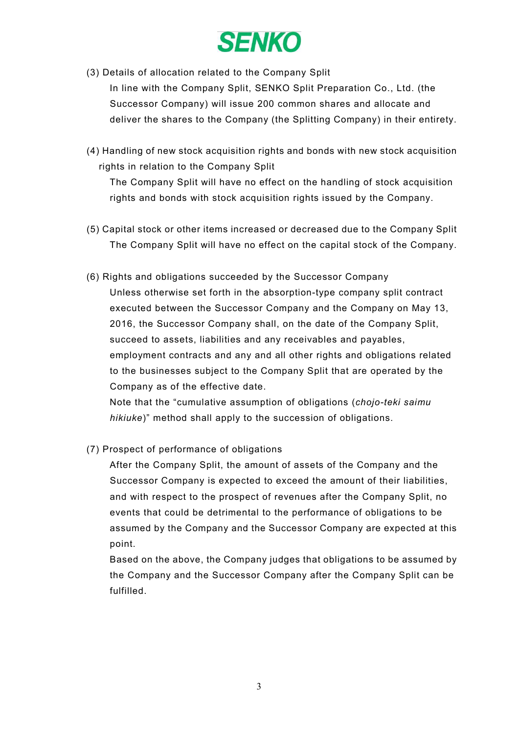(3) Details of allocation related to the Company Split

In line with the Company Split, SENKO Split Preparation Co., Ltd. (the Successor Company) will issue 200 common shares and allocate and deliver the shares to the Company (the Splitting Company) in their entirety.

(4) Handling of new stock acquisition rights and bonds with new stock acquisition rights in relation to the Company Split

The Company Split will have no effect on the handling of stock acquisition rights and bonds with stock acquisition rights issued by the Company.

(5) Capital stock or other items increased or decreased due to the Company Split

The Company Split will have no effect on the capital stock of the Company.

(6) Rights and obligations succeeded by the Successor Company

Unless otherwise set forth in the absorption-type company split contract executed between the Successor Company and the Company on May 13, 2016, the Successor Company shall, on the date of the Company Split, succeed to assets, liabilities and any receivables and payables, employment contracts and any and all other rights and obligations related to the businesses subject to the Company Split that are operated by the Company as of the effective date.

Note that the "cumulative assumption of obligations (*chojo-teki saimu hikiuke*)" method shall apply to the succession of obligations.

(7) Prospect of performance of obligations

After the Company Split, the amount of assets of the Company and the Successor Company is expected to exceed the amount of their liabilities, and with respect to the prospect of revenues after the Company Split, no events that could be detrimental to the performance of obligations to be assumed by the Company and the Successor Company are expected at this point.

Based on the above, the Company judges that obligations to be assumed by the Company and the Successor Company after the Company Split can be fulfilled.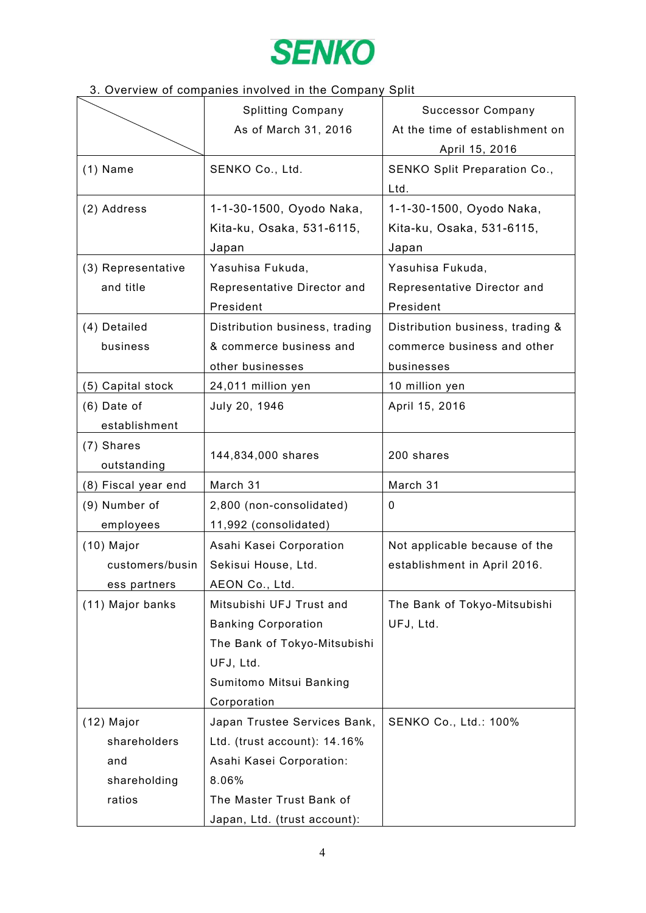3. Overview of companies involved in the Company Split

| | Splitting Company As of March 31, 2016 | Successor Company At the time of establishment on April 15, 2016 |
|---|---|---|
| (1) Name | SENKO Co., Ltd. | SENKO Split Preparation Co., Ltd. |
| (2) Address | 1-1-30-1500, Oyodo Naka, Kita-ku, Osaka, 531-6115, Japan | 1-1-30-1500, Oyodo Naka, Kita-ku, Osaka, 531-6115, Japan |
| (3) Representative and title | Yasuhisa Fukuda, Representative Director and President | Yasuhisa Fukuda, Representative Director and President |
| (4) Detailed business | Distribution business, trading & commerce business and other businesses | Distribution business, trading & commerce business and other businesses |
| (5) Capital stock | 24,011 million yen | 10 million yen |
| (6) Date of establishment | July 20, 1946 | April 15, 2016 |
| (7) Shares outstanding | 144,834,000 shares | 200 shares |
| (8) Fiscal year end | March 31 | March 31 |
| (9) Number of employees | 2,800 (non-consolidated)<br>11,992 (consolidated) | 0 |
| (10) Major customers/business partners | Asahi Kasei Corporation<br>Sekisui House, Ltd.<br>AEON Co., Ltd. | Not applicable because of the establishment in April 2016. |
| (11) Major banks | Mitsubishi UFJ Trust and Banking Corporation<br>The Bank of Tokyo-Mitsubishi UFJ, Ltd.<br>Sumitomo Mitsui Banking Corporation | The Bank of Tokyo-Mitsubishi UFJ, Ltd. |
| (12) Major shareholders and shareholding ratios | Japan Trustee Services Bank, Ltd. (trust account): 14.16%<br>Asahi Kasei Corporation: 8.06%<br>The Master Trust Bank of Japan, Ltd. (trust account): | SENKO Co., Ltd.: 100% |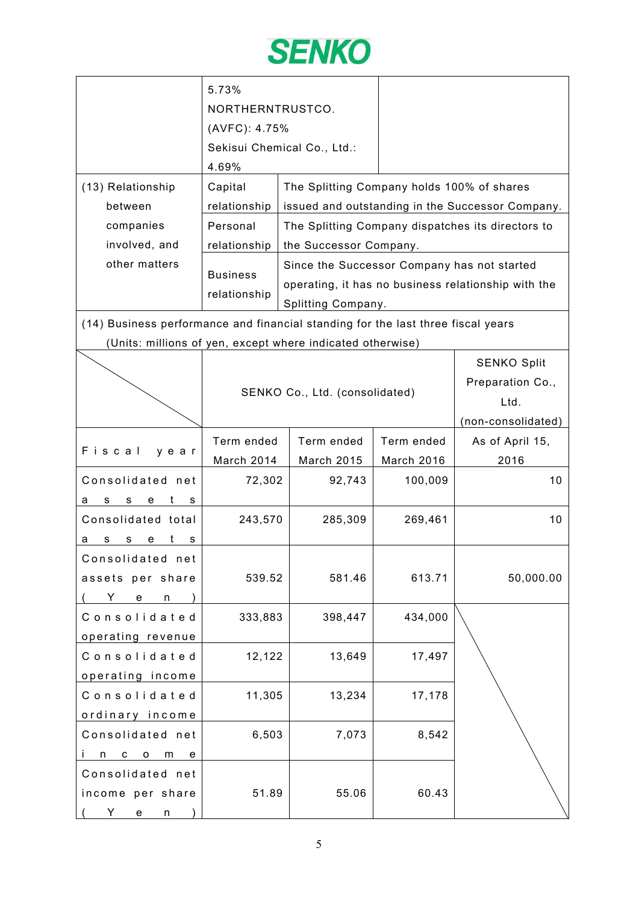| | | |
|---|---|---|
| | 5.73%<br>NORTHERNTRUSTCO. (AVFC): 4.75%<br>Sekisui Chemical Co., Ltd.: 4.69% | |

| (13) Relationship between companies involved, and other matters | | |
|---|---|---|
| | Capital relationship | The Splitting Company holds 100% of shares issued and outstanding in the Successor Company. |
| | Personal relationship | The Splitting Company dispatches its directors to the Successor Company. |
| | Business relationship | Since the Successor Company has not started operating, it has no business relationship with the Splitting Company. |

(14) Business performance and financial standing for the last three fiscal years
(Units: millions of yen, except where indicated otherwise)

| | SENKO Co., Ltd. (consolidated) | | | SENKO Split Preparation Co., Ltd. (non-consolidated) |
|---|---|---|---|---|
| Fiscal year | Term ended March 2014 | Term ended March 2015 | Term ended March 2016 | As of April 15, 2016 |
| Consolidated net assets | 72,302 | 92,743 | 100,009 | 10 |
| Consolidated total assets | 243,570 | 285,309 | 269,461 | 10 |
| Consolidated net assets per share (Yen) | 539.52 | 581.46 | 613.71 | 50,000.00 |
| Consolidated operating revenue | 333,883 | 398,447 | 434,000 | |
| Consolidated operating income | 12,122 | 13,649 | 17,497 | |
| Consolidated ordinary income | 11,305 | 13,234 | 17,178 | |
| Consolidated net income | 6,503 | 7,073 | 8,542 | |
| Consolidated net income per share (Yen) | 51.89 | 55.06 | 60.43 | |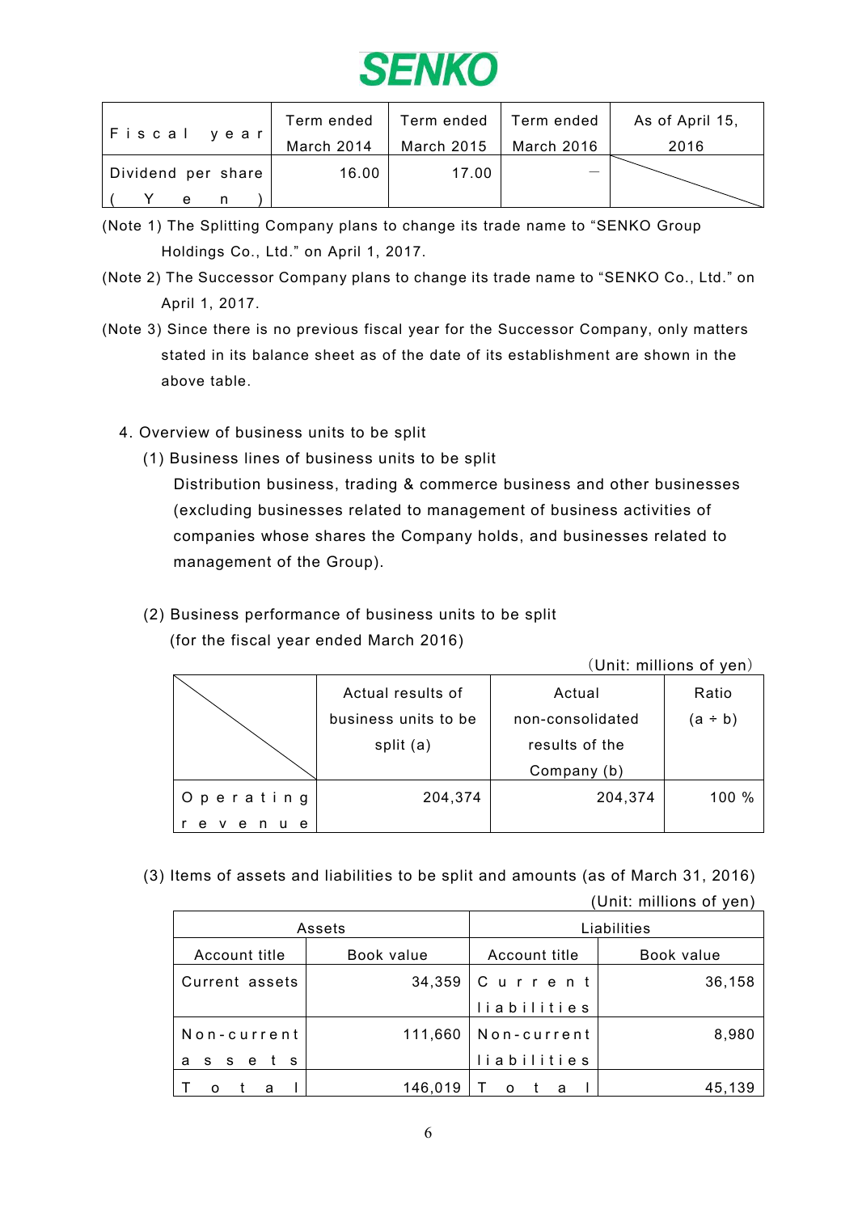| Fiscal year | Term ended March 2014 | Term ended March 2015 | Term ended March 2016 | As of April 15, 2016 |
|---|---|---|---|---|
| Dividend per share (Yen) | 16.00 | 17.00 | — | |

(Note 1) The Splitting Company plans to change its trade name to "SENKO Group Holdings Co., Ltd." on April 1, 2017.

(Note 2) The Successor Company plans to change its trade name to "SENKO Co., Ltd." on April 1, 2017.

(Note 3) Since there is no previous fiscal year for the Successor Company, only matters stated in its balance sheet as of the date of its establishment are shown in the above table.

4. Overview of business units to be split

(1) Business lines of business units to be split

Distribution business, trading & commerce business and other businesses (excluding businesses related to management of business activities of companies whose shares the Company holds, and businesses related to management of the Group).

(2) Business performance of business units to be split (for the fiscal year ended March 2016)

(Unit: millions of yen)

| | Actual results of business units to be split (a) | Actual non-consolidated results of the Company (b) | Ratio (a ÷ b) |
|---|---|---|---|
| Operating revenue | 204,374 | 204,374 | 100 % |

(3) Items of assets and liabilities to be split and amounts (as of March 31, 2016)

(Unit: millions of yen)

| Assets | | Liabilities | |
|---|---|---|---|
| Account title | Book value | Account title | Book value |
| Current assets | 34,359 | Current liabilities | 36,158 |
| Non-current assets | 111,660 | Non-current liabilities | 8,980 |
| Total | 146,019 | Total | 45,139 |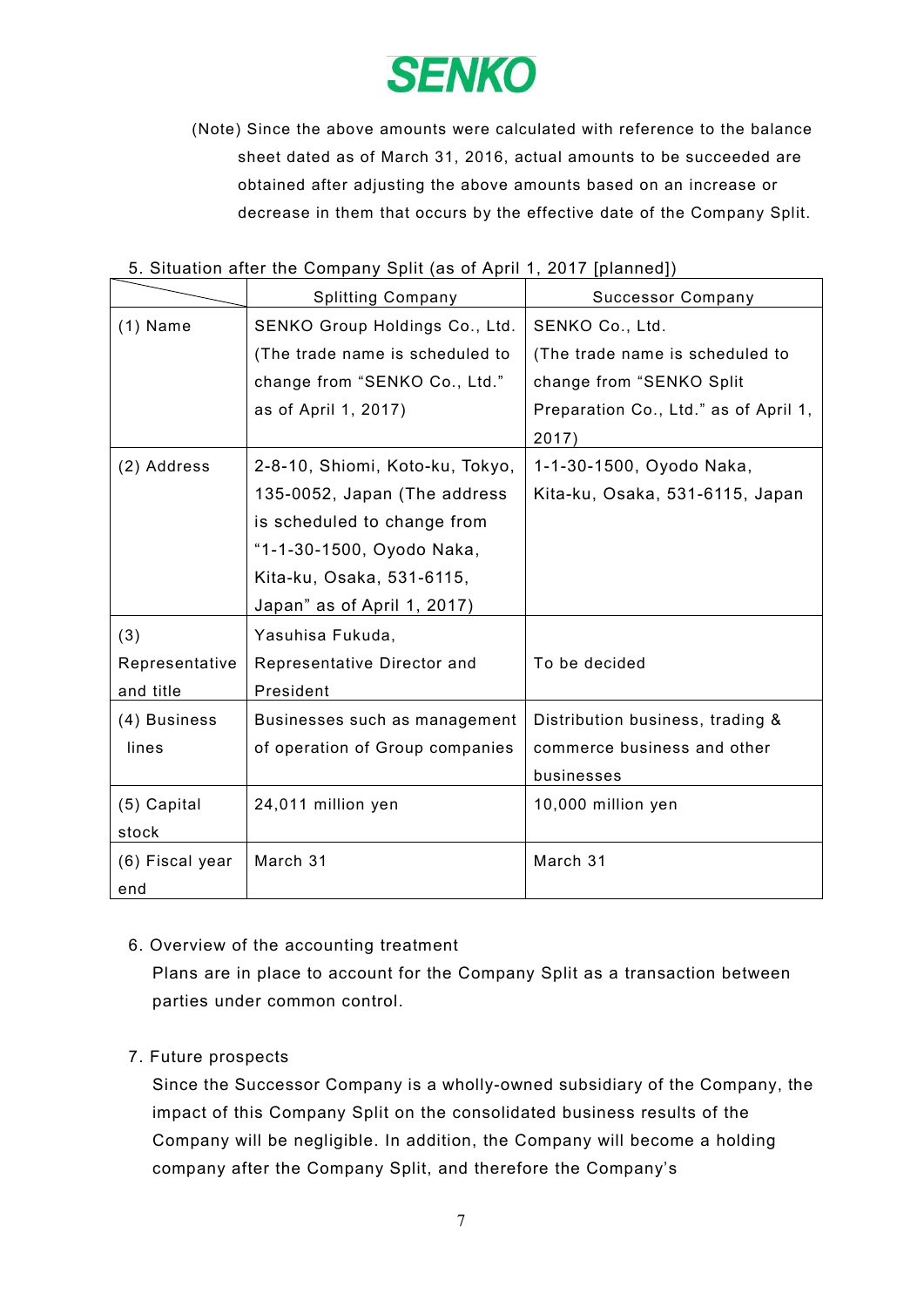(Note) Since the above amounts were calculated with reference to the balance sheet dated as of March 31, 2016, actual amounts to be succeeded are obtained after adjusting the above amounts based on an increase or decrease in them that occurs by the effective date of the Company Split.

5. Situation after the Company Split (as of April 1, 2017 [planned])

| | Splitting Company | Successor Company |
|---|---|---|
| (1) Name | SENKO Group Holdings Co., Ltd. (The trade name is scheduled to change from “SENKO Co., Ltd.” as of April 1, 2017) | SENKO Co., Ltd. (The trade name is scheduled to change from “SENKO Split Preparation Co., Ltd.” as of April 1, 2017) |
| (2) Address | 2-8-10, Shiomi, Koto-ku, Tokyo, 135-0052, Japan (The address is scheduled to change from “1-1-30-1500, Oyodo Naka, Kita-ku, Osaka, 531-6115, Japan” as of April 1, 2017) | 1-1-30-1500, Oyodo Naka, Kita-ku, Osaka, 531-6115, Japan |
| (3) Representative and title | Yasuhisa Fukuda, Representative Director and President | To be decided |
| (4) Business lines | Businesses such as management of operation of Group companies | Distribution business, trading & commerce business and other businesses |
| (5) Capital stock | 24,011 million yen | 10,000 million yen |
| (6) Fiscal year end | March 31 | March 31 |

6. Overview of the accounting treatment

Plans are in place to account for the Company Split as a transaction between parties under common control.

7. Future prospects

Since the Successor Company is a wholly-owned subsidiary of the Company, the impact of this Company Split on the consolidated business results of the Company will be negligible. In addition, the Company will become a holding company after the Company Split, and therefore the Company’s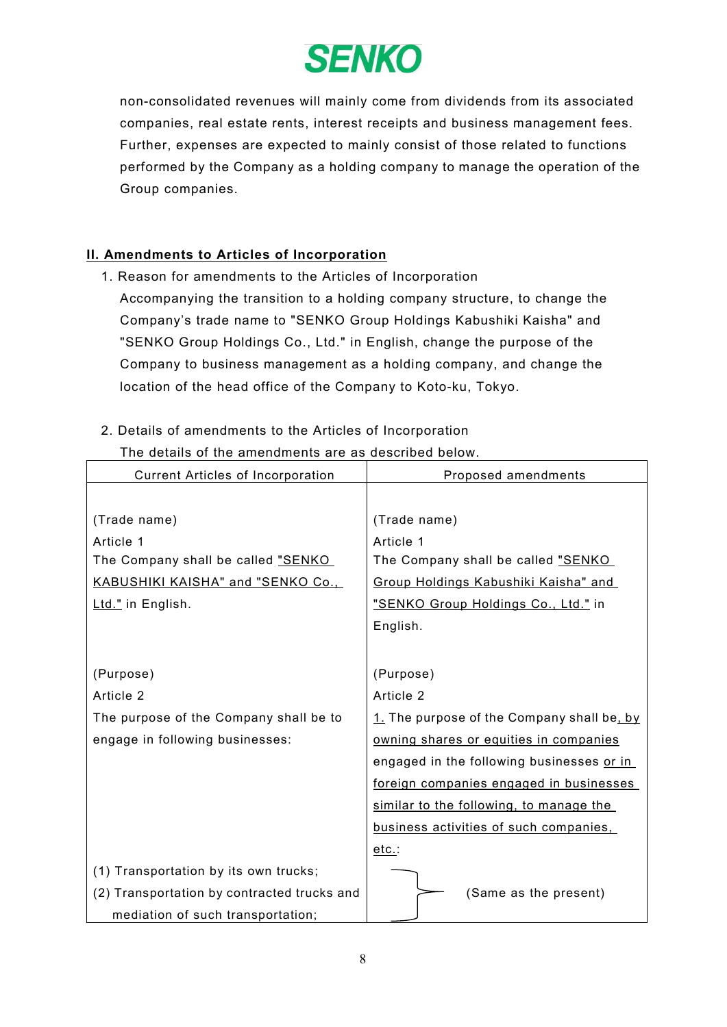non-consolidated revenues will mainly come from dividends from its associated companies, real estate rents, interest receipts and business management fees. Further, expenses are expected to mainly consist of those related to functions performed by the Company as a holding company to manage the operation of the Group companies.

## II. Amendments to Articles of Incorporation

1. Reason for amendments to the Articles of Incorporation

   Accompanying the transition to a holding company structure, to change the Company's trade name to "SENKO Group Holdings Kabushiki Kaisha" and "SENKO Group Holdings Co., Ltd." in English, change the purpose of the Company to business management as a holding company, and change the location of the head office of the Company to Koto-ku, Tokyo.

2. Details of amendments to the Articles of Incorporation

   The details of the amendments are as described below.

| Current Articles of Incorporation | Proposed amendments |
|---|---|
| (Trade name)<br>Article 1<br>The Company shall be called "SENKO KABUSHIKI KAISHA" and "SENKO Co., Ltd." in English. | (Trade name)<br>Article 1<br>The Company shall be called "SENKO Group Holdings Kabushiki Kaisha" and "SENKO Group Holdings Co., Ltd." in English. |
| (Purpose)<br>Article 2<br>The purpose of the Company shall be to engage in following businesses: | (Purpose)<br>Article 2<br>1. The purpose of the Company shall be, by owning shares or equities in companies engaged in the following businesses or in foreign companies engaged in businesses similar to the following, to manage the business activities of such companies, etc.: |
| (1) Transportation by its own trucks;<br>(2) Transportation by contracted trucks and mediation of such transportation; | (Same as the present) |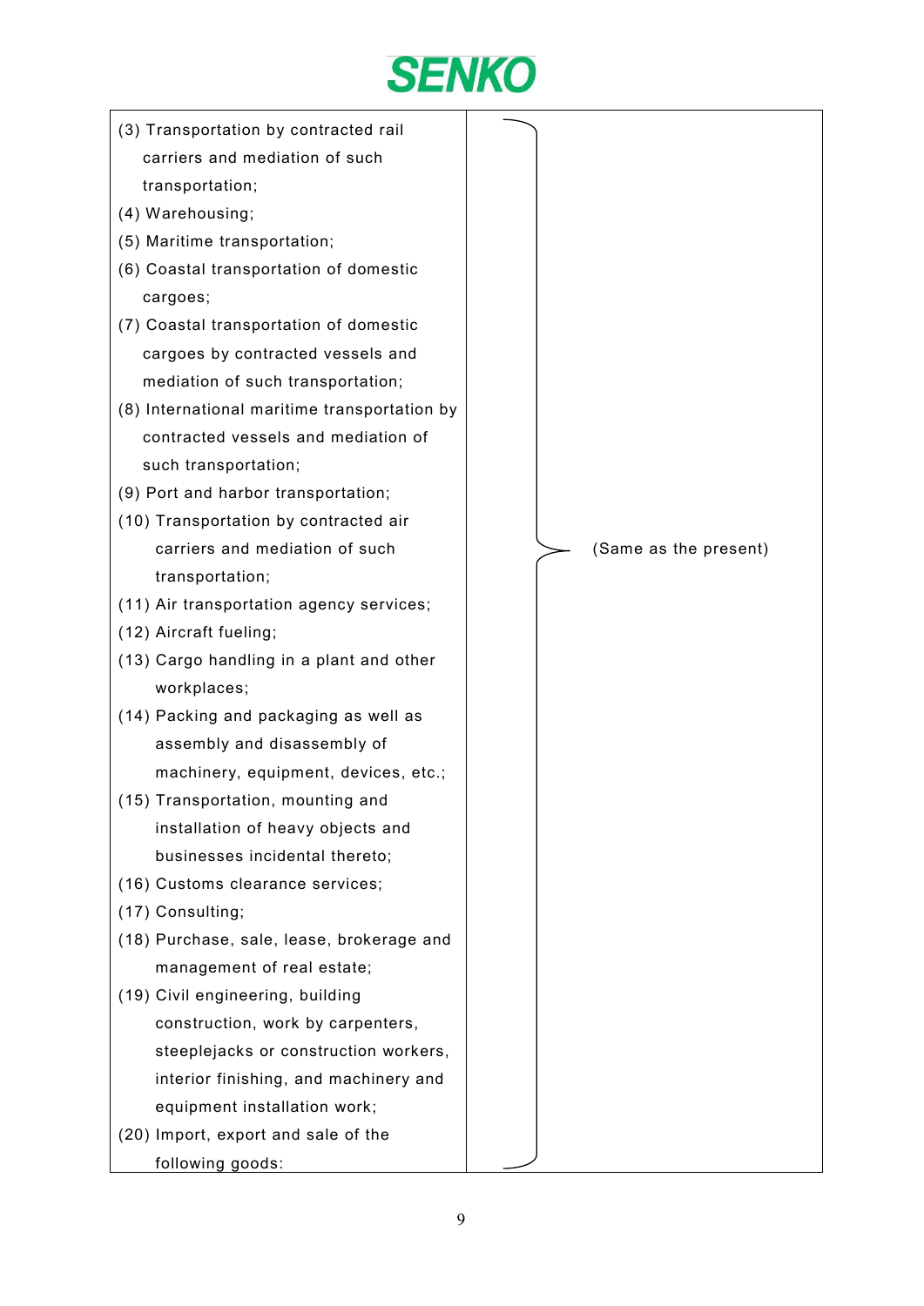| | |
|---|---|
| (3) Transportation by contracted rail carriers and mediation of such transportation;<br>(4) Warehousing;<br>(5) Maritime transportation;<br>(6) Coastal transportation of domestic cargoes;<br>(7) Coastal transportation of domestic cargoes by contracted vessels and mediation of such transportation;<br>(8) International maritime transportation by contracted vessels and mediation of such transportation;<br>(9) Port and harbor transportation;<br>(10) Transportation by contracted air carriers and mediation of such transportation;<br>(11) Air transportation agency services;<br>(12) Aircraft fueling;<br>(13) Cargo handling in a plant and other workplaces;<br>(14) Packing and packaging as well as assembly and disassembly of machinery, equipment, devices, etc.;<br>(15) Transportation, mounting and installation of heavy objects and businesses incidental thereto;<br>(16) Customs clearance services;<br>(17) Consulting;<br>(18) Purchase, sale, lease, brokerage and management of real estate;<br>(19) Civil engineering, building construction, work by carpenters, steeplejacks or construction workers, interior finishing, and machinery and equipment installation work;<br>(20) Import, export and sale of the following goods: | (Same as the present) |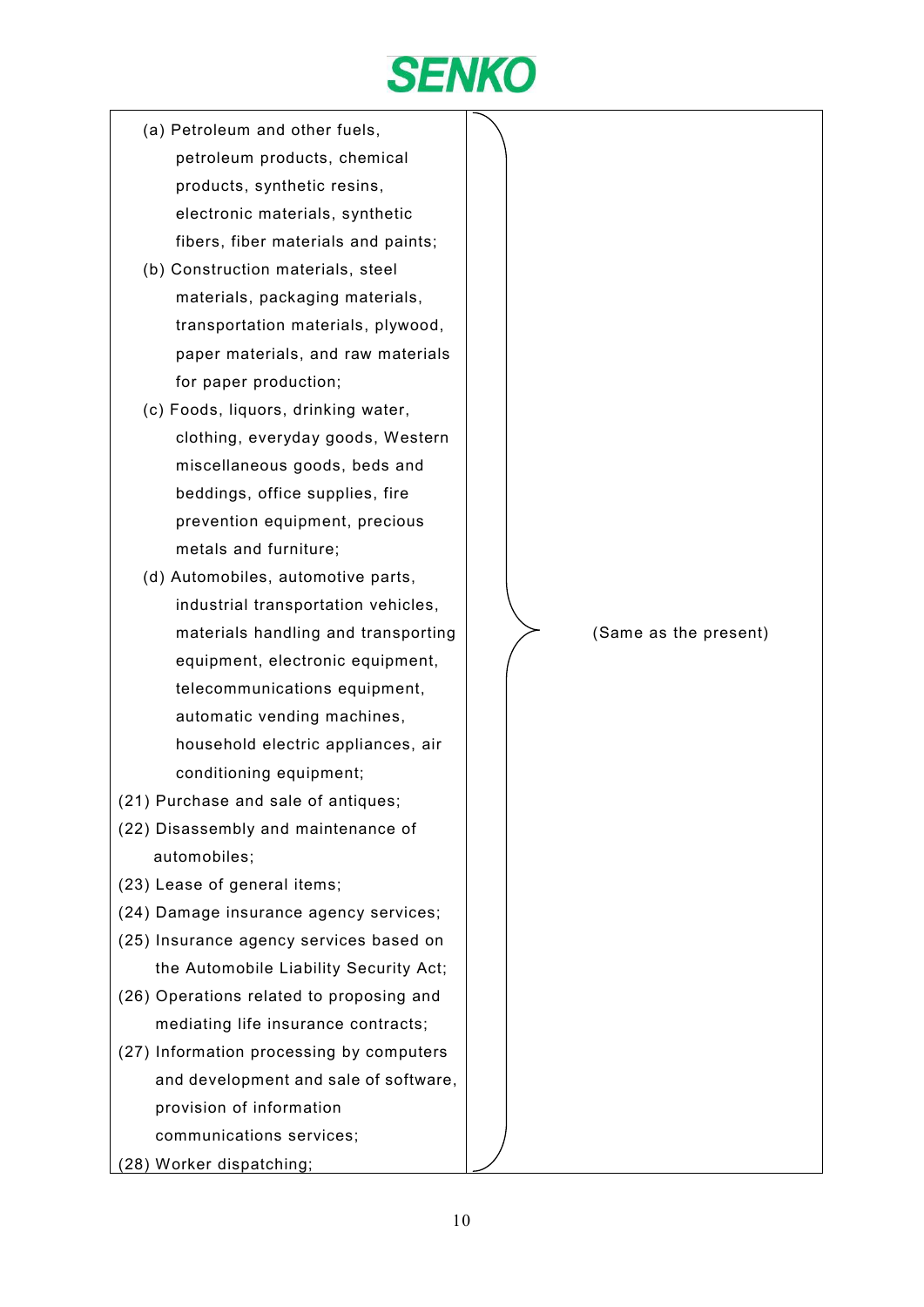| | |
|---|---|
| (a) Petroleum and other fuels, petroleum products, chemical products, synthetic resins, electronic materials, synthetic fibers, fiber materials and paints;<br>(b) Construction materials, steel materials, packaging materials, transportation materials, plywood, paper materials, and raw materials for paper production;<br>(c) Foods, liquors, drinking water, clothing, everyday goods, Western miscellaneous goods, beds and beddings, office supplies, fire prevention equipment, precious metals and furniture;<br>(d) Automobiles, automotive parts, industrial transportation vehicles, materials handling and transporting equipment, electronic equipment, telecommunications equipment, automatic vending machines, household electric appliances, air conditioning equipment;<br>(21) Purchase and sale of antiques;<br>(22) Disassembly and maintenance of automobiles;<br>(23) Lease of general items;<br>(24) Damage insurance agency services;<br>(25) Insurance agency services based on the Automobile Liability Security Act;<br>(26) Operations related to proposing and mediating life insurance contracts;<br>(27) Information processing by computers and development and sale of software, provision of information communications services;<br>(28) Worker dispatching; | (Same as the present) |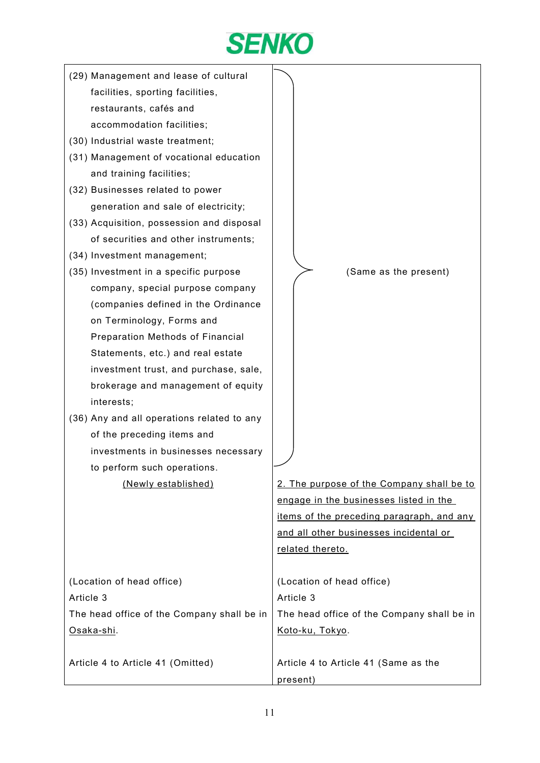| | |
|---|---|
| (29) Management and lease of cultural facilities, sporting facilities, restaurants, cafés and accommodation facilities;<br>(30) Industrial waste treatment;<br>(31) Management of vocational education and training facilities;<br>(32) Businesses related to power generation and sale of electricity;<br>(33) Acquisition, possession and disposal of securities and other instruments;<br>(34) Investment management;<br>(35) Investment in a specific purpose company, special purpose company (companies defined in the Ordinance on Terminology, Forms and Preparation Methods of Financial Statements, etc.) and real estate investment trust, and purchase, sale, brokerage and management of equity interests;<br>(36) Any and all operations related to any of the preceding items and investments in businesses necessary to perform such operations. | (Same as the present) |
| (Newly established) | 2. The purpose of the Company shall be to engage in the businesses listed in the items of the preceding paragraph, and any and all other businesses incidental or related thereto. |
| (Location of head office)<br>Article 3<br>The head office of the Company shall be in Osaka-shi. | (Location of head office)<br>Article 3<br>The head office of the Company shall be in Koto-ku, Tokyo. |
| Article 4 to Article 41 (Omitted) | Article 4 to Article 41 (Same as the present) |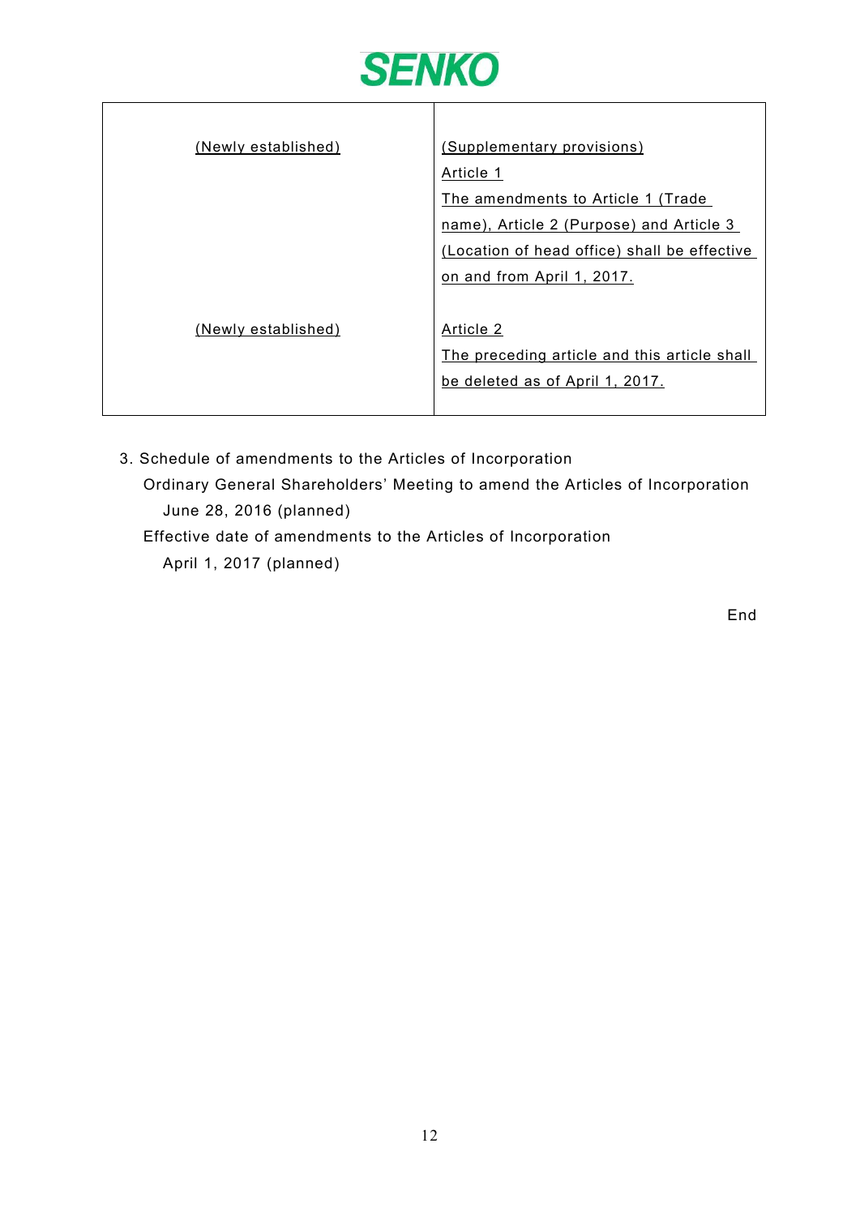| | |
|---|---|
| (Newly established) | (Supplementary provisions)<br>Article 1<br>The amendments to Article 1 (Trade name), Article 2 (Purpose) and Article 3 (Location of head office) shall be effective on and from April 1, 2017. |
| (Newly established) | Article 2<br>The preceding article and this article shall be deleted as of April 1, 2017. |

3. Schedule of amendments to the Articles of Incorporation

Ordinary General Shareholders' Meeting to amend the Articles of Incorporation
June 28, 2016 (planned)

Effective date of amendments to the Articles of Incorporation
April 1, 2017 (planned)

End